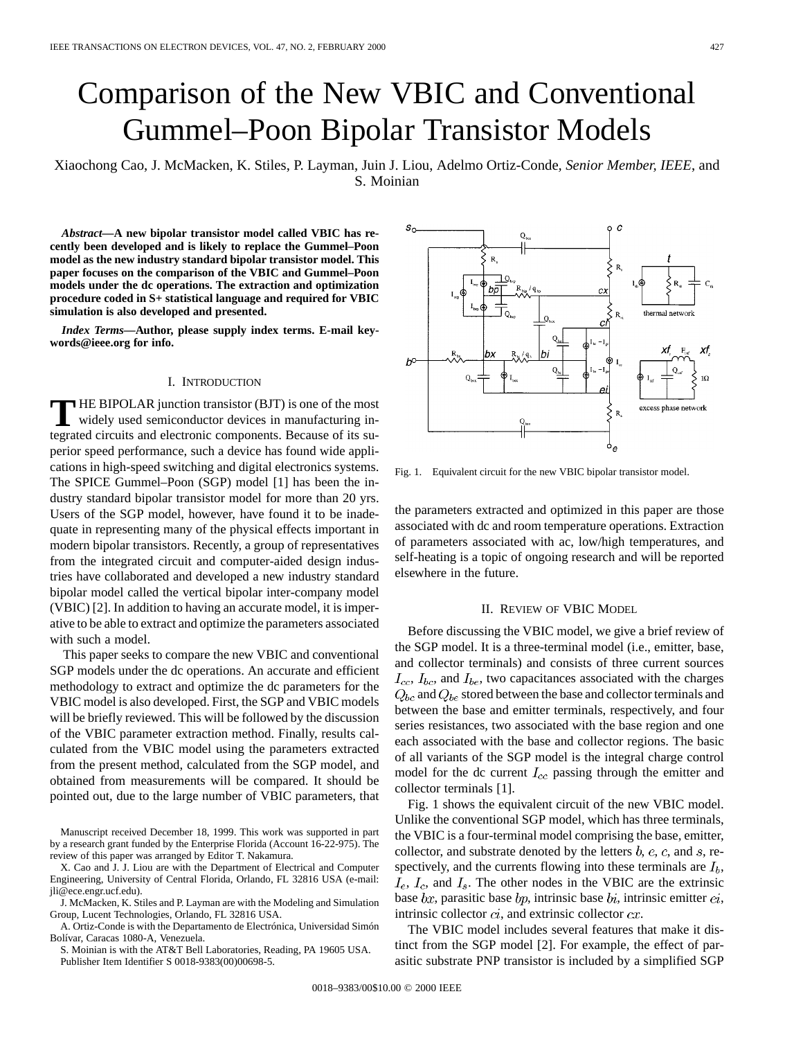# Comparison of the New VBIC and Conventional Gummel–Poon Bipolar Transistor Models

Xiaochong Cao, J. McMacken, K. Stiles, P. Layman, Juin J. Liou, Adelmo Ortiz-Conde, *Senior Member, IEEE*, and S. Moinian

***Abstract*—A new bipolar transistor model called VBIC has recently been developed and is likely to replace the Gummel–Poon model as the new industry standard bipolar transistor model. This paper focuses on the comparison of the VBIC and Gummel–Poon models under the dc operations. The extraction and optimization procedure coded in S+ statistical language and required for VBIC simulation is also developed and presented.**

***Index Terms*—Author, please supply index terms. E-mail keywords@ieee.org for info.**

## I. Introduction

THE BIPOLAR junction transistor (BJT) is one of the most widely used semiconductor devices in manufacturing integrated circuits and electronic components. Because of its superior speed performance, such a device has found wide applications in high-speed switching and digital electronics systems. The SPICE Gummel–Poon (SGP) model [1] has been the industry standard bipolar transistor model for more than 20 yrs. Users of the SGP model, however, have found it to be inadequate in representing many of the physical effects important in modern bipolar transistors. Recently, a group of representatives from the integrated circuit and computer-aided design industries have collaborated and developed a new industry standard bipolar model called the vertical bipolar inter-company model (VBIC) [2]. In addition to having an accurate model, it is imperative to be able to extract and optimize the parameters associated with such a model.

This paper seeks to compare the new VBIC and conventional SGP models under the dc operations. An accurate and efficient methodology to extract and optimize the dc parameters for the VBIC model is also developed. First, the SGP and VBIC models will be briefly reviewed. This will be followed by the discussion of the VBIC parameter extraction method. Finally, results calculated from the VBIC model using the parameters extracted from the present method, calculated from the SGP model, and obtained from measurements will be compared. It should be pointed out, due to the large number of VBIC parameters, that the parameters extracted and optimized in this paper are those associated with dc and room temperature operations. Extraction of parameters associated with ac, low/high temperatures, and self-heating is a topic of ongoing research and will be reported elsewhere in the future.

Manuscript received December 18, 1999. This work was supported in part by a research grant funded by the Enterprise Florida (Account 16-22-975). The review of this paper was arranged by Editor T. Nakamura.

X. Cao and J. J. Liou are with the Department of Electrical and Computer Engineering, University of Central Florida, Orlando, FL 32816 USA (e-mail: jli@ece.engr.ucf.edu).

J. McMacken, K. Stiles and P. Layman are with the Modeling and Simulation Group, Lucent Technologies, Orlando, FL 32816 USA.

A. Ortiz-Conde is with the Departamento de Electrónica, Universidad Simón Bolívar, Caracas 1080-A, Venezuela.

S. Moinian is with the AT&T Bell Laboratories, Reading, PA 19605 USA.

Publisher Item Identifier S 0018-9383(00)00698-5.

Fig. 1. Equivalent circuit for the new VBIC bipolar transistor model.

## II. Review of VBIC Model

Before discussing the VBIC model, we give a brief review of the SGP model. It is a three-terminal model (i.e., emitter, base, and collector terminals) and consists of three current sources $I_{cc}$, $I_{bc}$, and $I_{be}$, two capacitances associated with the charges $Q_{bc}$ and $Q_{be}$ stored between the base and collector terminals and between the base and emitter terminals, respectively, and four series resistances, two associated with the base region and one each associated with the base and collector regions. The basic of all variants of the SGP model is the integral charge control model for the dc current $I_{cc}$ passing through the emitter and collector terminals [1].

Fig. 1 shows the equivalent circuit of the new VBIC model. Unlike the conventional SGP model, which has three terminals, the VBIC is a four-terminal model comprising the base, emitter, collector, and substrate denoted by the letters $b$, $e$, $c$, and $s$, respectively, and the currents flowing into these terminals are $I_b$, $I_e$, $I_c$, and $I_s$. The other nodes in the VBIC are the extrinsic base $bx$, parasitic base $bp$, intrinsic base $bi$, intrinsic emitter $ei$, intrinsic collector $ci$, and extrinsic collector $cx$.

The VBIC model includes several features that make it distinct from the SGP model [2]. For example, the effect of parasitic substrate PNP transistor is included by a simplified SGP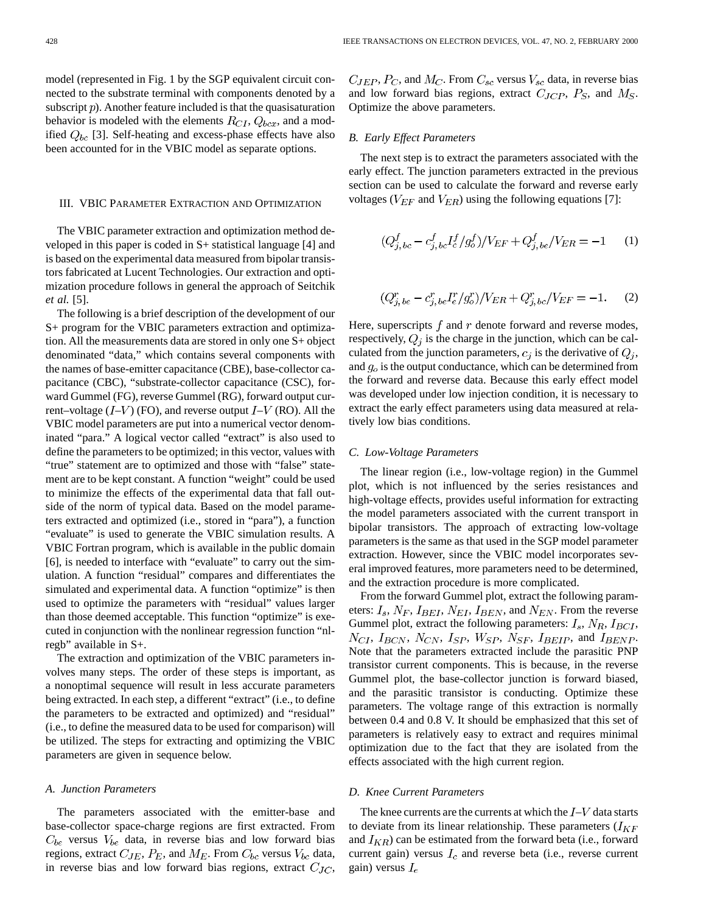model (represented in Fig. 1 by the SGP equivalent circuit connected to the substrate terminal with components denoted by a subscript $p$). Another feature included is that the quasisaturation behavior is modeled with the elements $R_{CI}$, $Q_{bcx}$, and a modified $Q_{bc}$ [3]. Self-heating and excess-phase effects have also been accounted for in the VBIC model as separate options.

## III. VBIC Parameter Extraction and Optimization

The VBIC parameter extraction and optimization method developed in this paper is coded in S+ statistical language [4] and is based on the experimental data measured from bipolar transistors fabricated at Lucent Technologies. Our extraction and optimization procedure follows in general the approach of Seitchik *et al.* [5].

The following is a brief description of the development of our S+ program for the VBIC parameters extraction and optimization. All the measurements data are stored in only one S+ object denominated "data," which contains several components with the names of base-emitter capacitance (CBE), base-collector capacitance (CBC), "substrate-collector capacitance (CSC), forward Gummel (FG), reverse Gummel (RG), forward output current–voltage ($I$–$V$) (FO), and reverse output $I$–$V$ (RO). All the VBIC model parameters are put into a numerical vector denominated "para." A logical vector called "extract" is also used to define the parameters to be optimized; in this vector, values with "true" statement are to optimized and those with "false" statement are to be kept constant. A function "weight" could be used to minimize the effects of the experimental data that fall outside of the norm of typical data. Based on the model parameters extracted and optimized (i.e., stored in "para"), a function "evaluate" is used to generate the VBIC simulation results. A VBIC Fortran program, which is available in the public domain [6], is needed to interface with "evaluate" to carry out the simulation. A function "residual" compares and differentiates the simulated and experimental data. A function "optimize" is then used to optimize the parameters with "residual" values larger than those deemed acceptable. This function "optimize" is executed in conjunction with the nonlinear regression function "nlregb" available in S+.

The extraction and optimization of the VBIC parameters involves many steps. The order of these steps is important, as a nonoptimal sequence will result in less accurate parameters being extracted. In each step, a different "extract" (i.e., to define the parameters to be extracted and optimized) and "residual" (i.e., to define the measured data to be used for comparison) will be utilized. The steps for extracting and optimizing the VBIC parameters are given in sequence below.

### A. Junction Parameters

The parameters associated with the emitter-base and base-collector space-charge regions are first extracted. From $C_{be}$ versus $V_{be}$ data, in reverse bias and low forward bias regions, extract $C_{JE}$, $P_E$, and $M_E$. From $C_{bc}$ versus $V_{bc}$ data, in reverse bias and low forward bias regions, extract $C_{JC}$, $C_{JEP}$, $P_C$, and $M_C$. From $C_{sc}$ versus $V_{sc}$ data, in reverse bias and low forward bias regions, extract $C_{JCP}$, $P_S$, and $M_S$. Optimize the above parameters.

### B. Early Effect Parameters

The next step is to extract the parameters associated with the early effect. The junction parameters extracted in the previous section can be used to calculate the forward and reverse early voltages ($V_{EF}$ and $V_{ER}$) using the following equations [7]:

$$\left(Q_{j,bc}^{f} - c_{j,bc}^{f} I_c^{f}/g_o^{f}\right)/V_{EF} + Q_{j,be}^{f}/V_{ER} = -1 \qquad (1)$$

$$\left(Q_{j,be}^{r} - c_{j,be}^{r} I_e^{r}/g_o^{r}\right)/V_{ER} + Q_{j,bc}^{r}/V_{EF} = -1. \qquad (2)$$

Here, superscripts $f$ and $r$ denote forward and reverse modes, respectively, $Q_j$ is the charge in the junction, which can be calculated from the junction parameters, $c_j$ is the derivative of $Q_j$, and $g_o$ is the output conductance, which can be determined from the forward and reverse data. Because this early effect model was developed under low injection condition, it is necessary to extract the early effect parameters using data measured at relatively low bias conditions.

### C. Low-Voltage Parameters

The linear region (i.e., low-voltage region) in the Gummel plot, which is not influenced by the series resistances and high-voltage effects, provides useful information for extracting the model parameters associated with the current transport in bipolar transistors. The approach of extracting low-voltage parameters is the same as that used in the SGP model parameter extraction. However, since the VBIC model incorporates several improved features, more parameters need to be determined, and the extraction procedure is more complicated.

From the forward Gummel plot, extract the following parameters: $I_s$, $N_F$, $I_{BEI}$, $N_{EI}$, $I_{BEN}$, and $N_{EN}$. From the reverse Gummel plot, extract the following parameters: $I_s$, $N_R$, $I_{BCI}$, $N_{CI}$, $I_{BCN}$, $N_{CN}$, $I_{SP}$, $W_{SP}$, $N_{SF}$, $I_{BEIP}$, and $I_{BENP}$. Note that the parameters extracted include the parasitic PNP transistor current components. This is because, in the reverse Gummel plot, the base-collector junction is forward biased, and the parasitic transistor is conducting. Optimize these parameters. The voltage range of this extraction is normally between 0.4 and 0.8 V. It should be emphasized that this set of parameters is relatively easy to extract and requires minimal optimization due to the fact that they are isolated from the effects associated with the high current region.

### D. Knee Current Parameters

The knee currents are the currents at which the $I$–$V$ data starts to deviate from its linear relationship. These parameters ($I_{KF}$ and $I_{KR}$) can be estimated from the forward beta (i.e., forward current gain) versus $I_c$ and reverse beta (i.e., reverse current gain) versus $I_e$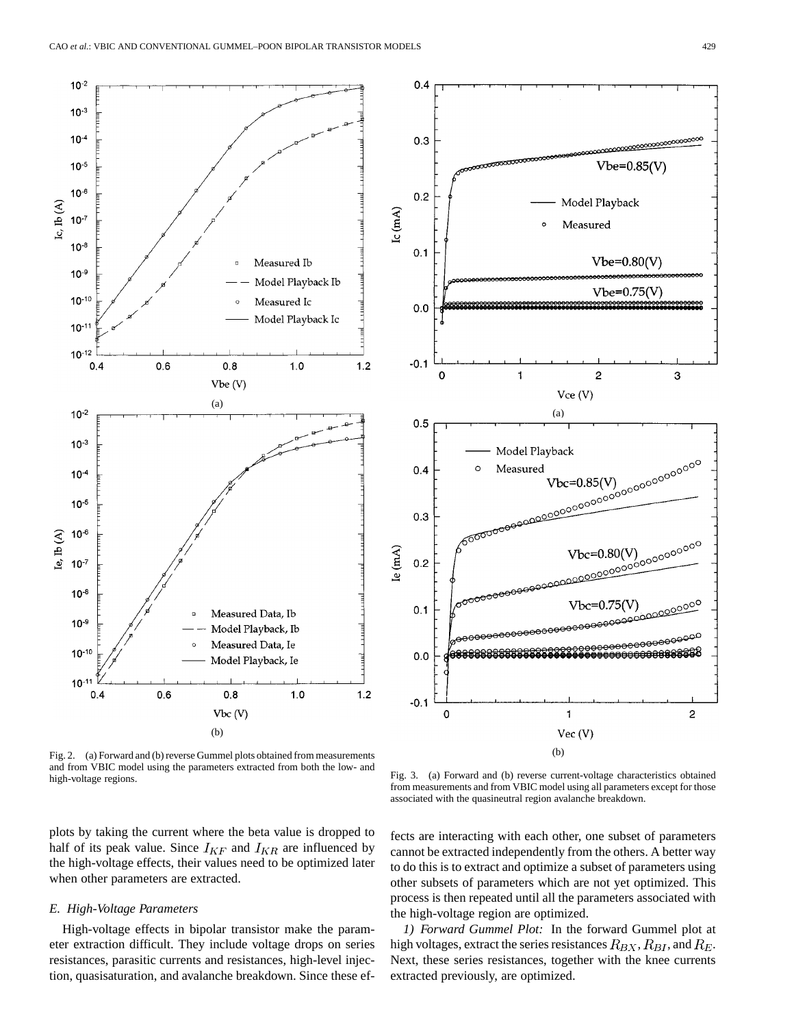Fig. 2. (a) Forward and (b) reverse Gummel plots obtained from measurements and from VBIC model using the parameters extracted from both the low- and high-voltage regions.

Fig. 3. (a) Forward and (b) reverse current-voltage characteristics obtained from measurements and from VBIC model using all parameters except for those associated with the quasineutral region avalanche breakdown.

plots by taking the current where the beta value is dropped to half of its peak value. Since $I_{KF}$ and $I_{KR}$ are influenced by the high-voltage effects, their values need to be optimized later when other parameters are extracted.

### *E. High-Voltage Parameters*

High-voltage effects in bipolar transistor make the parameter extraction difficult. They include voltage drops on series resistances, parasitic currents and resistances, high-level injection, quasisaturation, and avalanche breakdown. Since these effects are interacting with each other, one subset of parameters cannot be extracted independently from the others. A better way to do this is to extract and optimize a subset of parameters using other subsets of parameters which are not yet optimized. This process is then repeated until all the parameters associated with the high-voltage region are optimized.

*1) Forward Gummel Plot:* In the forward Gummel plot at high voltages, extract the series resistances $R_{BX}$, $R_{BI}$, and $R_E$. Next, these series resistances, together with the knee currents extracted previously, are optimized.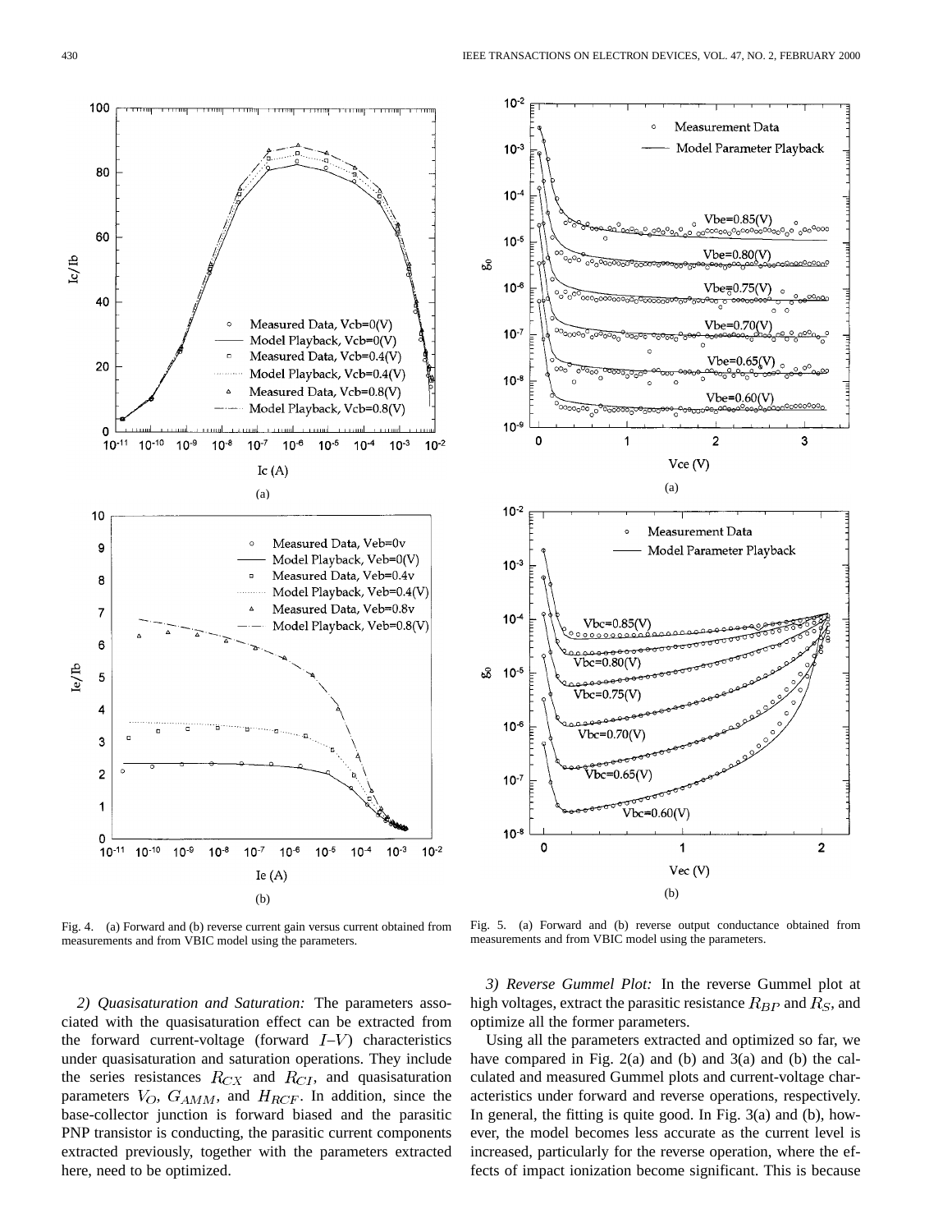Fig. 4. (a) Forward and (b) reverse current gain versus current obtained from measurements and from VBIC model using the parameters.

Fig. 5. (a) Forward and (b) reverse output conductance obtained from measurements and from VBIC model using the parameters.

*2) Quasisaturation and Saturation:* The parameters associated with the quasisaturation effect can be extracted from the forward current-voltage (forward $I$–$V$) characteristics under quasisaturation and saturation operations. They include the series resistances $R_{CX}$ and $R_{CI}$, and quasisaturation parameters $V_O$, $G_{AMM}$, and $H_{RCF}$. In addition, since the base-collector junction is forward biased and the parasitic PNP transistor is conducting, the parasitic current components extracted previously, together with the parameters extracted here, need to be optimized.

*3) Reverse Gummel Plot:* In the reverse Gummel plot at high voltages, extract the parasitic resistance $R_{BP}$ and $R_S$, and optimize all the former parameters.

Using all the parameters extracted and optimized so far, we have compared in Fig. 2(a) and (b) and 3(a) and (b) the calculated and measured Gummel plots and current-voltage characteristics under forward and reverse operations, respectively. In general, the fitting is quite good. In Fig. 3(a) and (b), however, the model becomes less accurate as the current level is increased, particularly for the reverse operation, where the effects of impact ionization become significant. This is because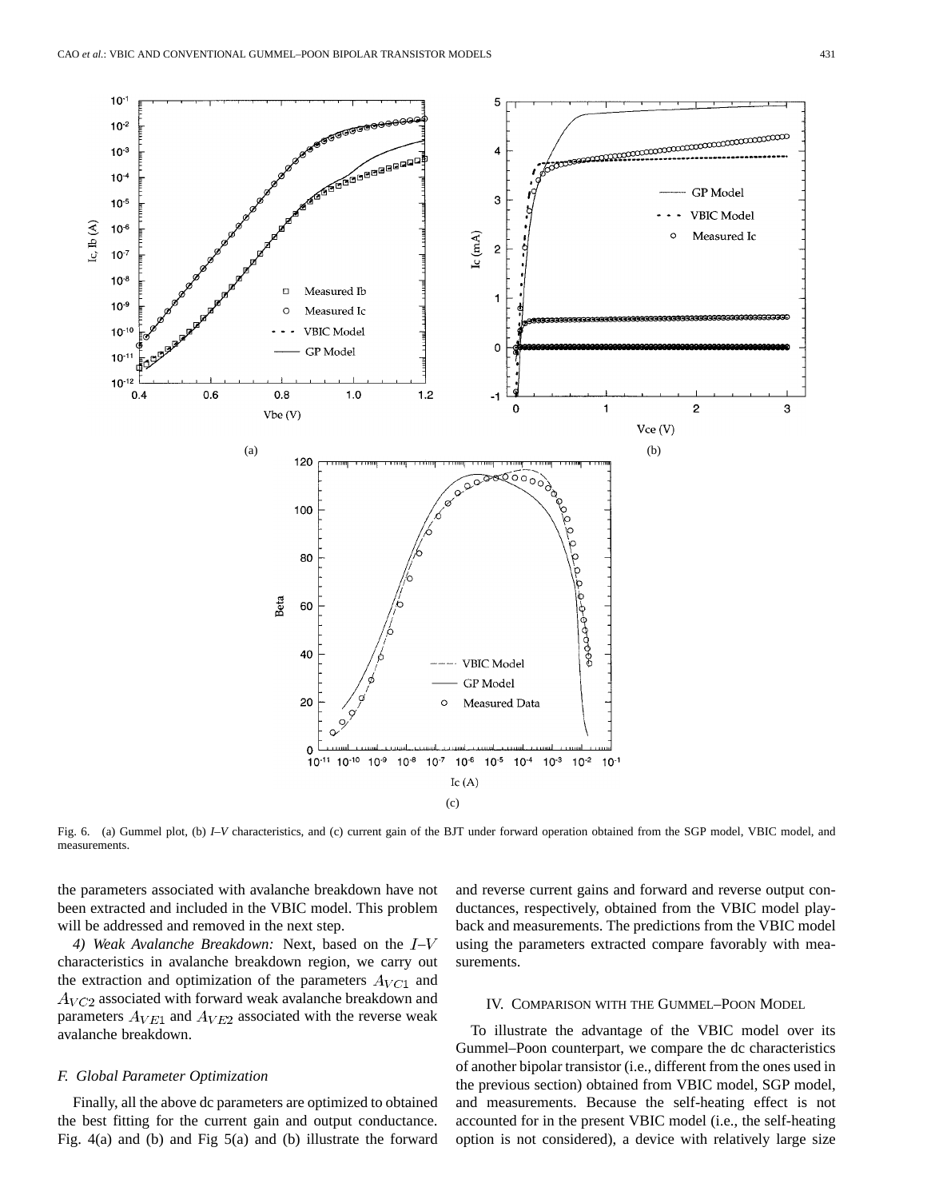Fig. 6. (a) Gummel plot, (b) *I–V* characteristics, and (c) current gain of the BJT under forward operation obtained from the SGP model, VBIC model, and measurements.

the parameters associated with avalanche breakdown have not been extracted and included in the VBIC model. This problem will be addressed and removed in the next step.

*4) Weak Avalanche Breakdown:* Next, based on the $I$–$V$ characteristics in avalanche breakdown region, we carry out the extraction and optimization of the parameters $A_{VC1}$ and $A_{VC2}$ associated with forward weak avalanche breakdown and parameters $A_{VE1}$ and $A_{VE2}$ associated with the reverse weak avalanche breakdown.

### *F. Global Parameter Optimization*

Finally, all the above dc parameters are optimized to obtained the best fitting for the current gain and output conductance. Fig. 4(a) and (b) and Fig 5(a) and (b) illustrate the forward and reverse current gains and forward and reverse output conductances, respectively, obtained from the VBIC model playback and measurements. The predictions from the VBIC model using the parameters extracted compare favorably with measurements.

## IV. Comparison with the Gummel–Poon Model

To illustrate the advantage of the VBIC model over its Gummel–Poon counterpart, we compare the dc characteristics of another bipolar transistor (i.e., different from the ones used in the previous section) obtained from VBIC model, SGP model, and measurements. Because the self-heating effect is not accounted for in the present VBIC model (i.e., the self-heating option is not considered), a device with relatively large size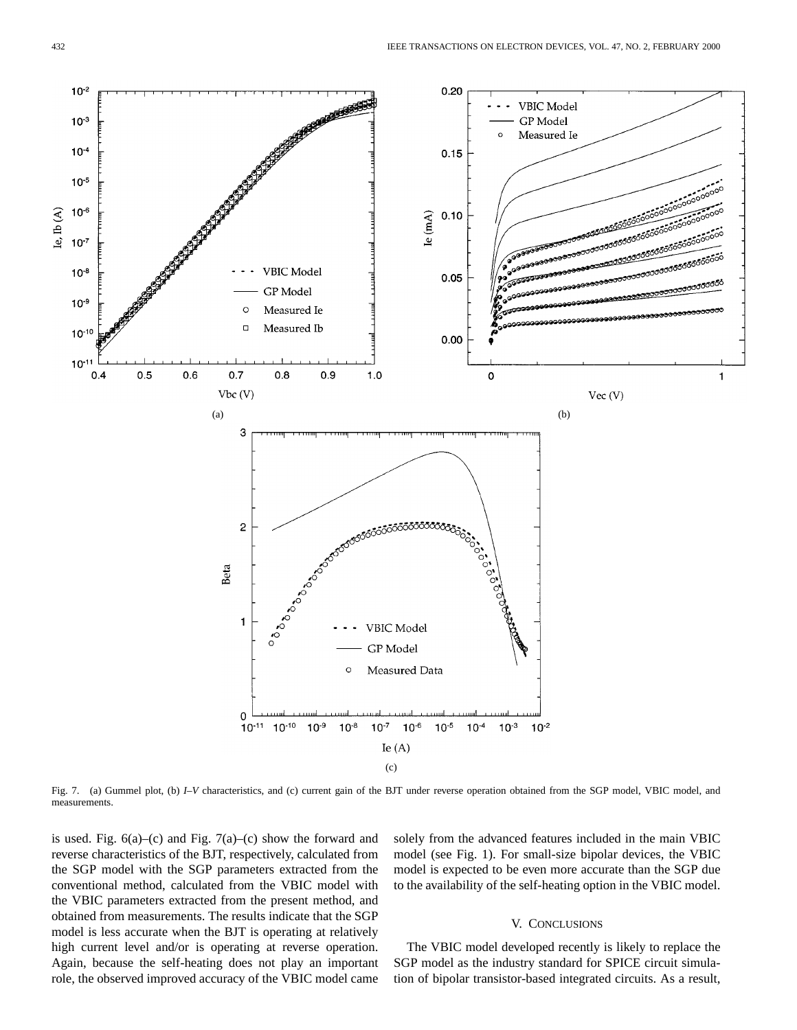Fig. 7. (a) Gummel plot, (b) *I–V* characteristics, and (c) current gain of the BJT under reverse operation obtained from the SGP model, VBIC model, and measurements.

is used. Fig. 6(a)–(c) and Fig. 7(a)–(c) show the forward and reverse characteristics of the BJT, respectively, calculated from the SGP model with the SGP parameters extracted from the conventional method, calculated from the VBIC model with the VBIC parameters extracted from the present method, and obtained from measurements. The results indicate that the SGP model is less accurate when the BJT is operating at relatively high current level and/or is operating at reverse operation. Again, because the self-heating does not play an important role, the observed improved accuracy of the VBIC model came solely from the advanced features included in the main VBIC model (see Fig. 1). For small-size bipolar devices, the VBIC model is expected to be even more accurate than the SGP due to the availability of the self-heating option in the VBIC model.

## V. CONCLUSIONS

The VBIC model developed recently is likely to replace the SGP model as the industry standard for SPICE circuit simulation of bipolar transistor-based integrated circuits. As a result,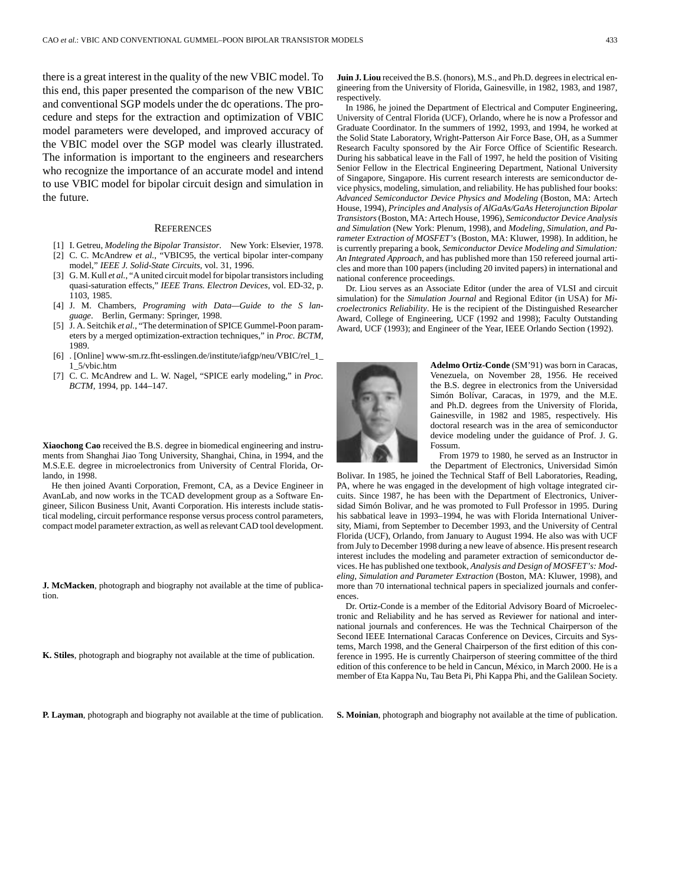there is a great interest in the quality of the new VBIC model. To this end, this paper presented the comparison of the new VBIC and conventional SGP models under the dc operations. The procedure and steps for the extraction and optimization of VBIC model parameters were developed, and improved accuracy of the VBIC model over the SGP model was clearly illustrated. The information is important to the engineers and researchers who recognize the importance of an accurate model and intend to use VBIC model for bipolar circuit design and simulation in the future.

## References

[1] I. Getreu, *Modeling the Bipolar Transistor*. New York: Elsevier, 1978.

[2] C. C. McAndrew *et al.*, "VBIC95, the vertical bipolar inter-company model," *IEEE J. Solid-State Circuits*, vol. 31, 1996.

[3] G. M. Kull *et al.*, "A united circuit model for bipolar transistors including quasi-saturation effects," *IEEE Trans. Electron Devices*, vol. ED-32, p. 1103, 1985.

[4] J. M. Chambers, *Programing with Data—Guide to the S language*. Berlin, Germany: Springer, 1998.

[5] J. A. Seitchik *et al.*, "The determination of SPICE Gummel-Poon parameters by a merged optimization-extraction techniques," in *Proc. BCTM*, 1989.

[6] . [Online] www-sm.rz.fht-esslingen.de/institute/iafgp/neu/VBIC/rel_1_1_5/vbic.htm

[7] C. C. McAndrew and L. W. Nagel, "SPICE early modeling," in *Proc. BCTM*, 1994, pp. 144–147.

**Xiaochong Cao** received the B.S. degree in biomedical engineering and instruments from Shanghai Jiao Tong University, Shanghai, China, in 1994, and the M.S.E.E. degree in microelectronics from University of Central Florida, Orlando, in 1998.

He then joined Avanti Corporation, Fremont, CA, as a Device Engineer in AvanLab, and now works in the TCAD development group as a Software Engineer, Silicon Business Unit, Avanti Corporation. His interests include statistical modeling, circuit performance response versus process control parameters, compact model parameter extraction, as well as relevant CAD tool development.

**J. McMacken**, photograph and biography not available at the time of publication.

**K. Stiles**, photograph and biography not available at the time of publication.

**P. Layman**, photograph and biography not available at the time of publication.

**Juin J. Liou** received the B.S. (honors), M.S., and Ph.D. degrees in electrical engineering from the University of Florida, Gainesville, in 1982, 1983, and 1987, respectively.

In 1986, he joined the Department of Electrical and Computer Engineering, University of Central Florida (UCF), Orlando, where he is now a Professor and Graduate Coordinator. In the summers of 1992, 1993, and 1994, he worked at the Solid State Laboratory, Wright-Patterson Air Force Base, OH, as a Summer Research Faculty sponsored by the Air Force Office of Scientific Research. During his sabbatical leave in the Fall of 1997, he held the position of Visiting Senior Fellow in the Electrical Engineering Department, National University of Singapore, Singapore. His current research interests are semiconductor device physics, modeling, simulation, and reliability. He has published four books: *Advanced Semiconductor Device Physics and Modeling* (Boston, MA: Artech House, 1994), *Principles and Analysis of AlGaAs/GaAs Heterojunction Bipolar Transistors* (Boston, MA: Artech House, 1996), *Semiconductor Device Analysis and Simulation* (New York: Plenum, 1998), and *Modeling, Simulation, and Parameter Extraction of MOSFET's* (Boston, MA: Kluwer, 1998). In addition, he is currently preparing a book, *Semiconductor Device Modeling and Simulation: An Integrated Approach*, and has published more than 150 refereed journal articles and more than 100 papers (including 20 invited papers) in international and national conference proceedings.

Dr. Liou serves as an Associate Editor (under the area of VLSI and circuit simulation) for the *Simulation Journal* and Regional Editor (in USA) for *Microelectronics Reliability*. He is the recipient of the Distinguished Researcher Award, College of Engineering, UCF (1992 and 1998); Faculty Outstanding Award, UCF (1993); and Engineer of the Year, IEEE Orlando Section (1992).

**Adelmo Ortiz-Conde** (SM'91) was born in Caracas, Venezuela, on November 28, 1956. He received the B.S. degree in electronics from the Universidad Simón Bolívar, Caracas, in 1979, and the M.E. and Ph.D. degrees from the University of Florida, Gainesville, in 1982 and 1985, respectively. His doctoral research was in the area of semiconductor device modeling under the guidance of Prof. J. G. Fossum.

From 1979 to 1980, he served as an Instructor in the Department of Electronics, Universidad Simón Bolivar. In 1985, he joined the Technical Staff of Bell Laboratories, Reading, PA, where he was engaged in the development of high voltage integrated circuits. Since 1987, he has been with the Department of Electronics, Universidad Simón Bolivar, and he was promoted to Full Professor in 1995. During his sabbatical leave in 1993–1994, he was with Florida International University, Miami, from September to December 1993, and the University of Central Florida (UCF), Orlando, from January to August 1994. He also was with UCF from July to December 1998 during a new leave of absence. His present research interest includes the modeling and parameter extraction of semiconductor devices. He has published one textbook, *Analysis and Design of MOSFET's: Modeling, Simulation and Parameter Extraction* (Boston, MA: Kluwer, 1998), and more than 70 international technical papers in specialized journals and conferences.

Dr. Ortiz-Conde is a member of the Editorial Advisory Board of Microelectronic and Reliability and he has served as Reviewer for national and international journals and conferences. He was the Technical Chairperson of the Second IEEE International Caracas Conference on Devices, Circuits and Systems, March 1998, and the General Chairperson of the first edition of this conference in 1995. He is currently Chairperson of steering committee of the third edition of this conference to be held in Cancun, México, in March 2000. He is a member of Eta Kappa Nu, Tau Beta Pi, Phi Kappa Phi, and the Galilean Society.

**S. Moinian**, photograph and biography not available at the time of publication.